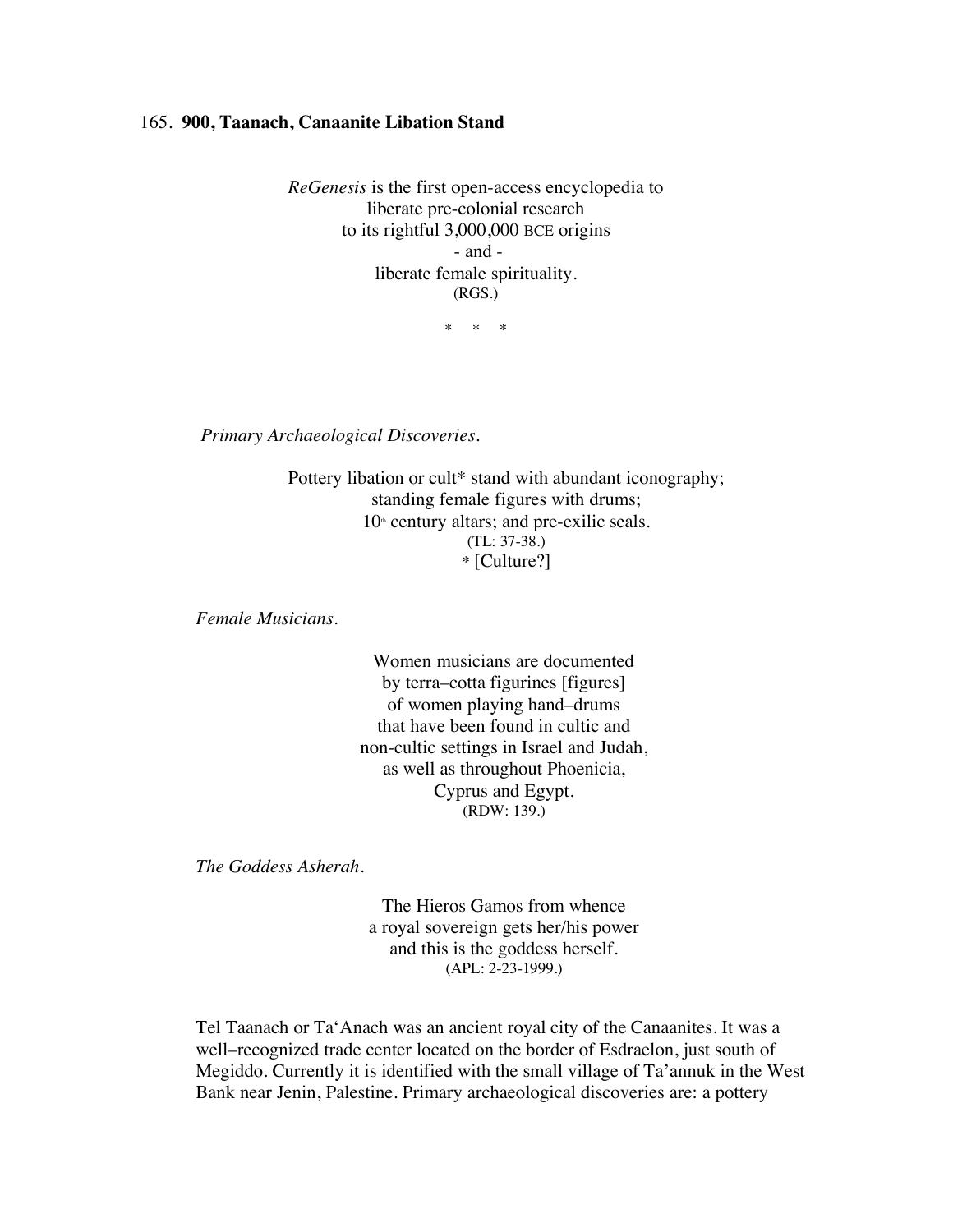## 165. **900, Taanach, Canaanite Libation Stand**

*ReGenesis* is the first open-access encyclopedia to
liberate pre-colonial research
to its rightful 3,000,000 BCE origins
- and -
liberate female spirituality.
(RGS.)

\* \* \*

*Primary Archaeological Discoveries.*

Pottery libation or cult* stand with abundant iconography;
standing female figures with drums;
10th century altars; and pre-exilic seals.
(TL: 37-38.)
\* [Culture?]

*Female Musicians.*

Women musicians are documented
by terra–cotta figurines [figures]
of women playing hand–drums
that have been found in cultic and
non-cultic settings in Israel and Judah,
as well as throughout Phoenicia,
Cyprus and Egypt.
(RDW: 139.)

*The Goddess Asherah.*

The Hieros Gamos from whence
a royal sovereign gets her/his power
and this is the goddess herself.
(APL: 2-23-1999.)

Tel Taanach or Ta'Anach was an ancient royal city of the Canaanites. It was a well–recognized trade center located on the border of Esdraelon, just south of Megiddo. Currently it is identified with the small village of Ta'annuk in the West Bank near Jenin, Palestine. Primary archaeological discoveries are: a pottery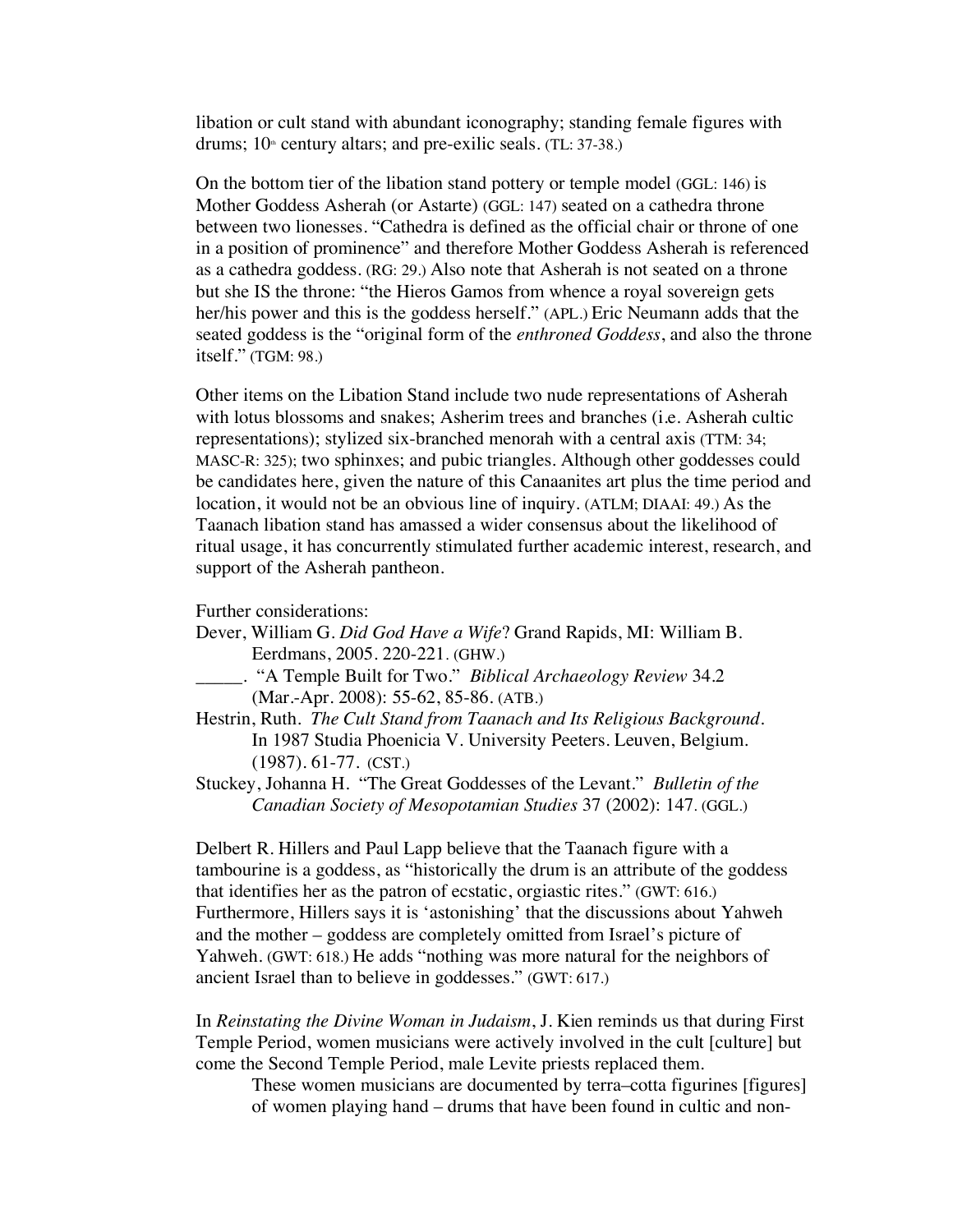libation or cult stand with abundant iconography; standing female figures with drums; 10th century altars; and pre-exilic seals. (TL: 37-38.)

On the bottom tier of the libation stand pottery or temple model (GGL: 146) is Mother Goddess Asherah (or Astarte) (GGL: 147) seated on a cathedra throne between two lionesses. "Cathedra is defined as the official chair or throne of one in a position of prominence" and therefore Mother Goddess Asherah is referenced as a cathedra goddess. (RG: 29.) Also note that Asherah is not seated on a throne but she IS the throne: "the Hieros Gamos from whence a royal sovereign gets her/his power and this is the goddess herself." (APL.) Eric Neumann adds that the seated goddess is the "original form of the *enthroned Goddess*, and also the throne itself." (TGM: 98.)

Other items on the Libation Stand include two nude representations of Asherah with lotus blossoms and snakes; Asherim trees and branches (i.e. Asherah cultic representations); stylized six-branched menorah with a central axis (TTM: 34; MASC-R: 325); two sphinxes; and pubic triangles. Although other goddesses could be candidates here, given the nature of this Canaanites art plus the time period and location, it would not be an obvious line of inquiry. (ATLM; DIAAI: 49.) As the Taanach libation stand has amassed a wider consensus about the likelihood of ritual usage, it has concurrently stimulated further academic interest, research, and support of the Asherah pantheon.

Further considerations:

Dever, William G. *Did God Have a Wife*? Grand Rapids, MI: William B. Eerdmans, 2005. 220-221. (GHW.)

_____. "A Temple Built for Two." *Biblical Archaeology Review* 34.2 (Mar.-Apr. 2008): 55-62, 85-86. (ATB.)

Hestrin, Ruth. *The Cult Stand from Taanach and Its Religious Background*. In 1987 Studia Phoenicia V. University Peeters. Leuven, Belgium. (1987). 61-77. (CST.)

Stuckey, Johanna H. "The Great Goddesses of the Levant." *Bulletin of the Canadian Society of Mesopotamian Studies* 37 (2002): 147. (GGL.)

Delbert R. Hillers and Paul Lapp believe that the Taanach figure with a tambourine is a goddess, as "historically the drum is an attribute of the goddess that identifies her as the patron of ecstatic, orgiastic rites." (GWT: 616.) Furthermore, Hillers says it is 'astonishing' that the discussions about Yahweh and the mother – goddess are completely omitted from Israel's picture of Yahweh. (GWT: 618.) He adds "nothing was more natural for the neighbors of ancient Israel than to believe in goddesses." (GWT: 617.)

In *Reinstating the Divine Woman in Judaism*, J. Kien reminds us that during First Temple Period, women musicians were actively involved in the cult [culture] but come the Second Temple Period, male Levite priests replaced them.

> These women musicians are documented by terra–cotta figurines [figures] of women playing hand – drums that have been found in cultic and non-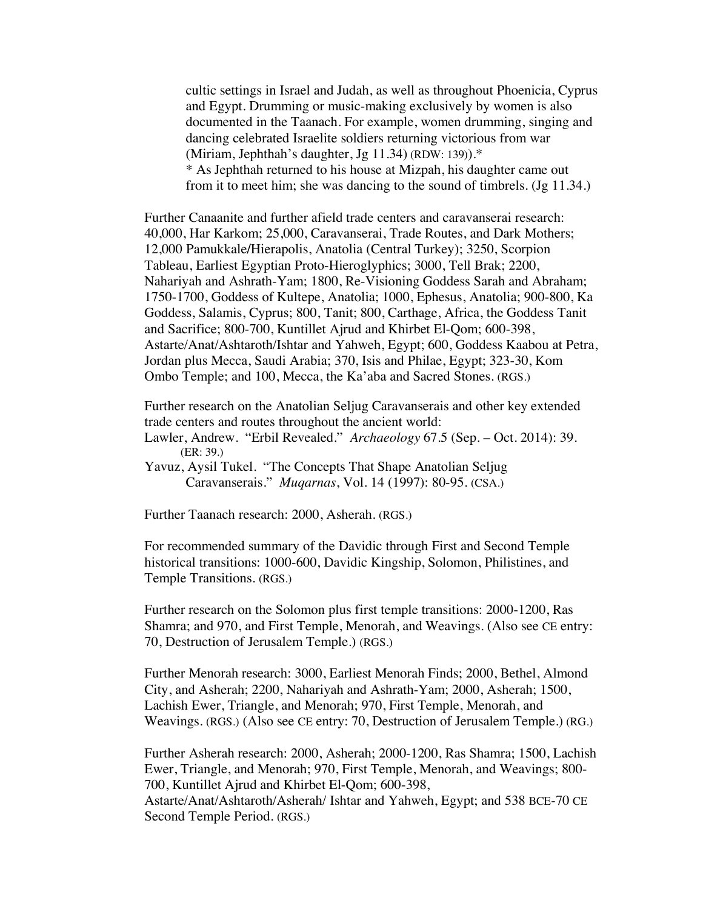cultic settings in Israel and Judah, as well as throughout Phoenicia, Cyprus and Egypt. Drumming or music-making exclusively by women is also documented in the Taanach. For example, women drumming, singing and dancing celebrated Israelite soldiers returning victorious from war (Miriam, Jephthah's daughter, Jg 11.34) (RDW: 139)).*
* As Jephthah returned to his house at Mizpah, his daughter came out from it to meet him; she was dancing to the sound of timbrels. (Jg 11.34.)

Further Canaanite and further afield trade centers and caravanserai research: 40,000, Har Karkom; 25,000, Caravanserai, Trade Routes, and Dark Mothers; 12,000 Pamukkale/Hierapolis, Anatolia (Central Turkey); 3250, Scorpion Tableau, Earliest Egyptian Proto-Hieroglyphics; 3000, Tell Brak; 2200, Nahariyah and Ashrath-Yam; 1800, Re-Visioning Goddess Sarah and Abraham; 1750-1700, Goddess of Kultepe, Anatolia; 1000, Ephesus, Anatolia; 900-800, Ka Goddess, Salamis, Cyprus; 800, Tanit; 800, Carthage, Africa, the Goddess Tanit and Sacrifice; 800-700, Kuntillet Ajrud and Khirbet El-Qom; 600-398, Astarte/Anat/Ashtaroth/Ishtar and Yahweh, Egypt; 600, Goddess Kaabou at Petra, Jordan plus Mecca, Saudi Arabia; 370, Isis and Philae, Egypt; 323-30, Kom Ombo Temple; and 100, Mecca, the Ka'aba and Sacred Stones. (RGS.)

Further research on the Anatolian Seljug Caravanserais and other key extended trade centers and routes throughout the ancient world:

Lawler, Andrew. "Erbil Revealed." *Archaeology* 67.5 (Sep. – Oct. 2014): 39. (ER: 39.)

Yavuz, Aysil Tukel. "The Concepts That Shape Anatolian Seljug Caravanserais." *Muqarnas*, Vol. 14 (1997): 80-95. (CSA.)

Further Taanach research: 2000, Asherah. (RGS.)

For recommended summary of the Davidic through First and Second Temple historical transitions: 1000-600, Davidic Kingship, Solomon, Philistines, and Temple Transitions. (RGS.)

Further research on the Solomon plus first temple transitions: 2000-1200, Ras Shamra; and 970, and First Temple, Menorah, and Weavings. (Also see CE entry: 70, Destruction of Jerusalem Temple.) (RGS.)

Further Menorah research: 3000, Earliest Menorah Finds; 2000, Bethel, Almond City, and Asherah; 2200, Nahariyah and Ashrath-Yam; 2000, Asherah; 1500, Lachish Ewer, Triangle, and Menorah; 970, First Temple, Menorah, and Weavings. (RGS.) (Also see CE entry: 70, Destruction of Jerusalem Temple.) (RG.)

Further Asherah research: 2000, Asherah; 2000-1200, Ras Shamra; 1500, Lachish Ewer, Triangle, and Menorah; 970, First Temple, Menorah, and Weavings; 800-700, Kuntillet Ajrud and Khirbet El-Qom; 600-398, Astarte/Anat/Ashtaroth/Asherah/ Ishtar and Yahweh, Egypt; and 538 BCE-70 CE Second Temple Period. (RGS.)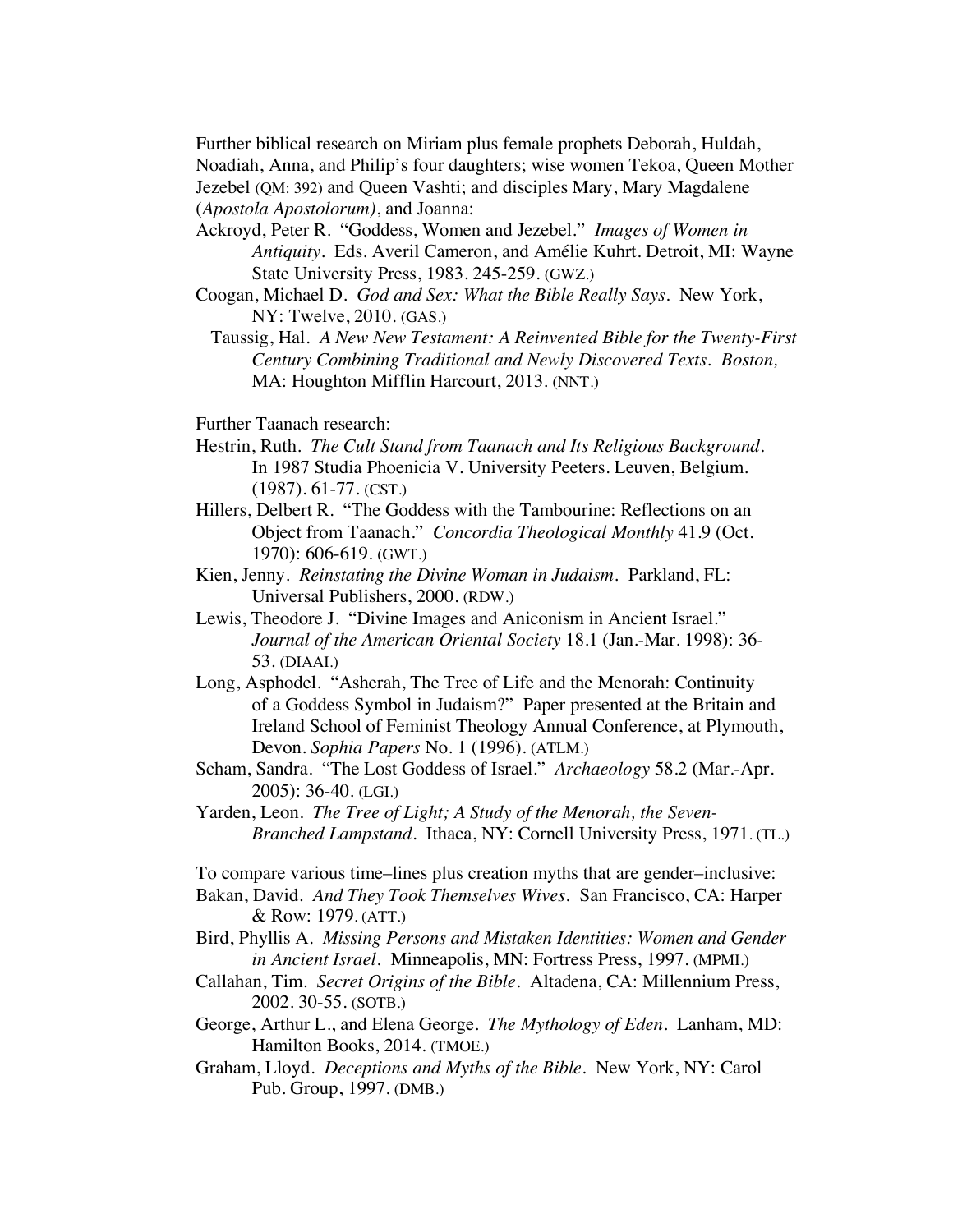Further biblical research on Miriam plus female prophets Deborah, Huldah, Noadiah, Anna, and Philip's four daughters; wise women Tekoa, Queen Mother Jezebel (QM: 392) and Queen Vashti; and disciples Mary, Mary Magdalene (*Apostola Apostolorum)*, and Joanna:

Ackroyd, Peter R. "Goddess, Women and Jezebel." *Images of Women in Antiquity*. Eds. Averil Cameron, and Amélie Kuhrt. Detroit, MI: Wayne State University Press, 1983. 245-259. (GWZ.)

Coogan, Michael D. *God and Sex: What the Bible Really Says*. New York, NY: Twelve, 2010. (GAS.)

Taussig, Hal. *A New New Testament: A Reinvented Bible for the Twenty-First Century Combining Traditional and Newly Discovered Texts. Boston,* MA: Houghton Mifflin Harcourt, 2013. (NNT.)

Further Taanach research:

Hestrin, Ruth. *The Cult Stand from Taanach and Its Religious Background*. In 1987 Studia Phoenicia V. University Peeters. Leuven, Belgium. (1987). 61-77. (CST.)

Hillers, Delbert R. "The Goddess with the Tambourine: Reflections on an Object from Taanach." *Concordia Theological Monthly* 41.9 (Oct. 1970): 606-619. (GWT.)

Kien, Jenny. *Reinstating the Divine Woman in Judaism*. Parkland, FL: Universal Publishers, 2000. (RDW.)

Lewis, Theodore J. "Divine Images and Aniconism in Ancient Israel." *Journal of the American Oriental Society* 18.1 (Jan.-Mar. 1998): 36-53. (DIAAI.)

Long, Asphodel. "Asherah, The Tree of Life and the Menorah: Continuity of a Goddess Symbol in Judaism?" Paper presented at the Britain and Ireland School of Feminist Theology Annual Conference, at Plymouth, Devon. *Sophia Papers* No. 1 (1996). (ATLM.)

Scham, Sandra. "The Lost Goddess of Israel." *Archaeology* 58.2 (Mar.-Apr. 2005): 36-40. (LGI.)

Yarden, Leon. *The Tree of Light; A Study of the Menorah, the Seven-Branched Lampstand*. Ithaca, NY: Cornell University Press, 1971. (TL.)

To compare various time–lines plus creation myths that are gender–inclusive:

Bakan, David. *And They Took Themselves Wives*. San Francisco, CA: Harper & Row: 1979. (ATT.)

Bird, Phyllis A. *Missing Persons and Mistaken Identities: Women and Gender in Ancient Israel*. Minneapolis, MN: Fortress Press, 1997. (MPMI.)

Callahan, Tim. *Secret Origins of the Bible*. Altadena, CA: Millennium Press, 2002. 30-55. (SOTB.)

George, Arthur L., and Elena George. *The Mythology of Eden*. Lanham, MD: Hamilton Books, 2014. (TMOE.)

Graham, Lloyd. *Deceptions and Myths of the Bible*. New York, NY: Carol Pub. Group, 1997. (DMB.)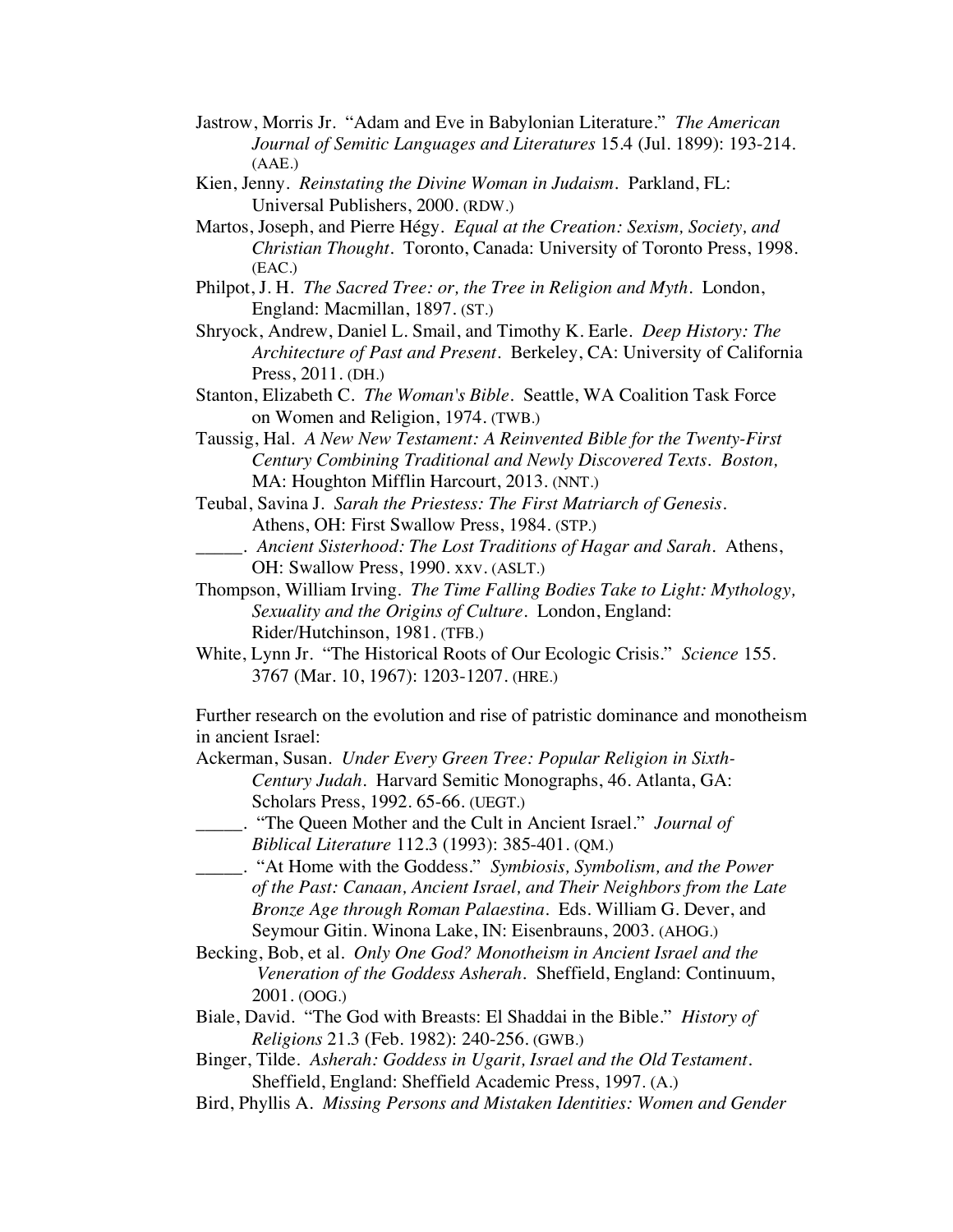Jastrow, Morris Jr. "Adam and Eve in Babylonian Literature." *The American Journal of Semitic Languages and Literatures* 15.4 (Jul. 1899): 193-214. (AAE.)

Kien, Jenny. *Reinstating the Divine Woman in Judaism*. Parkland, FL: Universal Publishers, 2000. (RDW.)

Martos, Joseph, and Pierre Hégy. *Equal at the Creation: Sexism, Society, and Christian Thought*. Toronto, Canada: University of Toronto Press, 1998. (EAC.)

Philpot, J. H. *The Sacred Tree: or, the Tree in Religion and Myth*. London, England: Macmillan, 1897. (ST.)

Shryock, Andrew, Daniel L. Smail, and Timothy K. Earle. *Deep History: The Architecture of Past and Present*. Berkeley, CA: University of California Press, 2011. (DH.)

Stanton, Elizabeth C. *The Woman's Bible*. Seattle, WA Coalition Task Force on Women and Religion, 1974. (TWB.)

Taussig, Hal. *A New New Testament: A Reinvented Bible for the Twenty-First Century Combining Traditional and Newly Discovered Texts. Boston,* MA: Houghton Mifflin Harcourt, 2013. (NNT.)

Teubal, Savina J. *Sarah the Priestess: The First Matriarch of Genesis*. Athens, OH: First Swallow Press, 1984. (STP.)

_____. *Ancient Sisterhood: The Lost Traditions of Hagar and Sarah*. Athens, OH: Swallow Press, 1990. xxv. (ASLT.)

Thompson, William Irving. *The Time Falling Bodies Take to Light: Mythology, Sexuality and the Origins of Culture*. London, England: Rider/Hutchinson, 1981. (TFB.)

White, Lynn Jr. "The Historical Roots of Our Ecologic Crisis." *Science* 155. 3767 (Mar. 10, 1967): 1203-1207. (HRE.)

Further research on the evolution and rise of patristic dominance and monotheism in ancient Israel:

Ackerman, Susan. *Under Every Green Tree: Popular Religion in Sixth-Century Judah*. Harvard Semitic Monographs, 46. Atlanta, GA: Scholars Press, 1992. 65-66. (UEGT.)

_____. "The Queen Mother and the Cult in Ancient Israel." *Journal of Biblical Literature* 112.3 (1993): 385-401. (QM.)

_____. "At Home with the Goddess." *Symbiosis, Symbolism, and the Power of the Past: Canaan, Ancient Israel, and Their Neighbors from the Late Bronze Age through Roman Palaestina*. Eds. William G. Dever, and Seymour Gitin. Winona Lake, IN: Eisenbrauns, 2003. (AHOG.)

Becking, Bob, et al. *Only One God? Monotheism in Ancient Israel and the Veneration of the Goddess Asherah*. Sheffield, England: Continuum, 2001. (OOG.)

Biale, David. "The God with Breasts: El Shaddai in the Bible." *History of Religions* 21.3 (Feb. 1982): 240-256. (GWB.)

Binger, Tilde. *Asherah: Goddess in Ugarit, Israel and the Old Testament*. Sheffield, England: Sheffield Academic Press, 1997. (A.)

Bird, Phyllis A. *Missing Persons and Mistaken Identities: Women and Gender*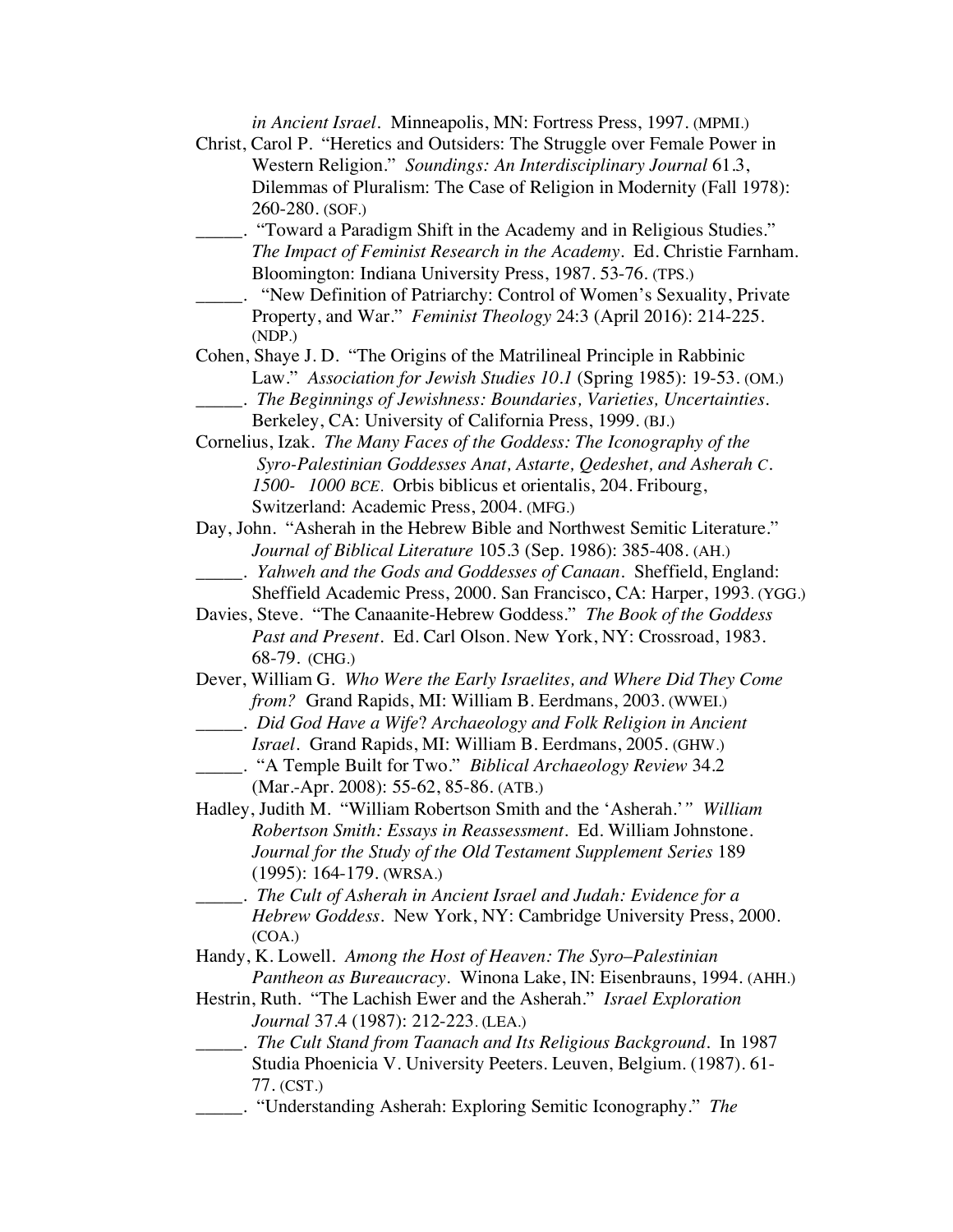*in Ancient Israel*. Minneapolis, MN: Fortress Press, 1997. (MPMI.)

Christ, Carol P. "Heretics and Outsiders: The Struggle over Female Power in Western Religion." *Soundings: An Interdisciplinary Journal* 61.3, Dilemmas of Pluralism: The Case of Religion in Modernity (Fall 1978): 260-280. (SOF.)

_____. "Toward a Paradigm Shift in the Academy and in Religious Studies." *The Impact of Feminist Research in the Academy*. Ed. Christie Farnham. Bloomington: Indiana University Press, 1987. 53-76. (TPS.)

_____. "New Definition of Patriarchy: Control of Women's Sexuality, Private Property, and War." *Feminist Theology* 24:3 (April 2016): 214-225. (NDP.)

Cohen, Shaye J. D. "The Origins of the Matrilineal Principle in Rabbinic Law." *Association for Jewish Studies 10.1* (Spring 1985): 19-53. (OM.)

_____. *The Beginnings of Jewishness: Boundaries, Varieties, Uncertainties*. Berkeley, CA: University of California Press, 1999. (BJ.)

Cornelius, Izak. *The Many Faces of the Goddess: The Iconography of the Syro-Palestinian Goddesses Anat, Astarte, Qedeshet, and Asherah C. 1500- 1000 BCE*. Orbis biblicus et orientalis, 204. Fribourg, Switzerland: Academic Press, 2004. (MFG.)

Day, John. "Asherah in the Hebrew Bible and Northwest Semitic Literature." *Journal of Biblical Literature* 105.3 (Sep. 1986): 385-408. (AH.)

_____. *Yahweh and the Gods and Goddesses of Canaan*. Sheffield, England: Sheffield Academic Press, 2000. San Francisco, CA: Harper, 1993. (YGG.)

Davies, Steve. "The Canaanite-Hebrew Goddess." *The Book of the Goddess Past and Present*. Ed. Carl Olson. New York, NY: Crossroad, 1983. 68-79. (CHG.)

Dever, William G. *Who Were the Early Israelites, and Where Did They Come from?* Grand Rapids, MI: William B. Eerdmans, 2003. (WWEI.)

_____. *Did God Have a Wife? Archaeology and Folk Religion in Ancient Israel*. Grand Rapids, MI: William B. Eerdmans, 2005. (GHW.)

_____. "A Temple Built for Two." *Biblical Archaeology Review* 34.2 (Mar.-Apr. 2008): 55-62, 85-86. (ATB.)

Hadley, Judith M. "William Robertson Smith and the 'Asherah.'" *William Robertson Smith: Essays in Reassessment*. Ed. William Johnstone. *Journal for the Study of the Old Testament Supplement Series* 189 (1995): 164-179. (WRSA.)

_____. *The Cult of Asherah in Ancient Israel and Judah: Evidence for a Hebrew Goddess*. New York, NY: Cambridge University Press, 2000. (COA.)

Handy, K. Lowell. *Among the Host of Heaven: The Syro–Palestinian Pantheon as Bureaucracy*. Winona Lake, IN: Eisenbrauns, 1994. (AHH.)

Hestrin, Ruth. "The Lachish Ewer and the Asherah." *Israel Exploration Journal* 37.4 (1987): 212-223. (LEA.)

_____. *The Cult Stand from Taanach and Its Religious Background*. In 1987 Studia Phoenicia V. University Peeters. Leuven, Belgium. (1987). 61-77. (CST.)

_____. "Understanding Asherah: Exploring Semitic Iconography." *The*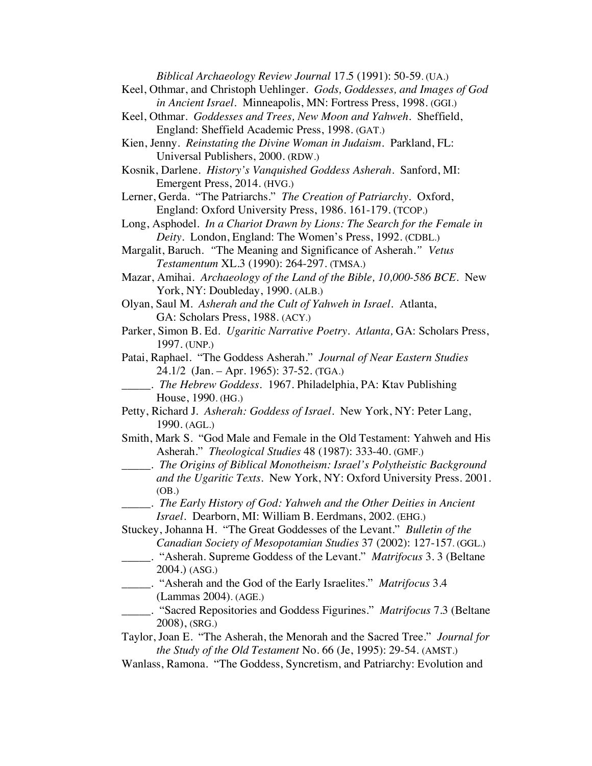*Biblical Archaeology Review Journal* 17.5 (1991): 50-59. (UA.)

Keel, Othmar, and Christoph Uehlinger. *Gods, Goddesses, and Images of God in Ancient Israel*. Minneapolis, MN: Fortress Press, 1998. (GGI.)

Keel, Othmar. *Goddesses and Trees, New Moon and Yahweh*. Sheffield, England: Sheffield Academic Press, 1998. (GAT.)

Kien, Jenny. *Reinstating the Divine Woman in Judaism*. Parkland, FL: Universal Publishers, 2000. (RDW.)

Kosnik, Darlene. *History's Vanquished Goddess Asherah*. Sanford, MI: Emergent Press, 2014. (HVG.)

Lerner, Gerda. "The Patriarchs." *The Creation of Patriarchy*. Oxford, England: Oxford University Press, 1986. 161-179. (TCOP.)

Long, Asphodel. *In a Chariot Drawn by Lions: The Search for the Female in Deity*. London, England: The Women's Press, 1992. (CDBL.)

Margalit, Baruch. "The Meaning and Significance of Asherah." *Vetus Testamentum* XL.3 (1990): 264-297. (TMSA.)

Mazar, Amihai. *Archaeology of the Land of the Bible, 10,000-586 BCE*. New York, NY: Doubleday, 1990. (ALB.)

Olyan, Saul M. *Asherah and the Cult of Yahweh in Israel*. Atlanta, GA: Scholars Press, 1988. (ACY.)

Parker, Simon B. Ed. *Ugaritic Narrative Poetry*. *Atlanta,* GA: Scholars Press, 1997. (UNP.)

Patai, Raphael. "The Goddess Asherah." *Journal of Near Eastern Studies* 24.1/2 (Jan. – Apr. 1965): 37-52. (TGA.)

_____. *The Hebrew Goddess*. 1967. Philadelphia, PA: Ktav Publishing House, 1990. (HG.)

Petty, Richard J. *Asherah: Goddess of Israel*. New York, NY: Peter Lang, 1990. (AGL.)

Smith, Mark S. "God Male and Female in the Old Testament: Yahweh and His Asherah." *Theological Studies* 48 (1987): 333-40. (GMF.)

_____. *The Origins of Biblical Monotheism: Israel's Polytheistic Background and the Ugaritic Texts*. New York, NY: Oxford University Press. 2001. (OB.)

_____. *The Early History of God: Yahweh and the Other Deities in Ancient Israel*. Dearborn, MI: William B. Eerdmans, 2002. (EHG.)

Stuckey, Johanna H. "The Great Goddesses of the Levant." *Bulletin of the Canadian Society of Mesopotamian Studies* 37 (2002): 127-157. (GGL.)

_____. "Asherah. Supreme Goddess of the Levant." *Matrifocus* 3. 3 (Beltane 2004.) (ASG.)

_____. "Asherah and the God of the Early Israelites." *Matrifocus* 3.4 (Lammas 2004). (AGE.)

_____. "Sacred Repositories and Goddess Figurines." *Matrifocus* 7.3 (Beltane 2008), (SRG.)

Taylor, Joan E. "The Asherah, the Menorah and the Sacred Tree." *Journal for the Study of the Old Testament* No. 66 (Je, 1995): 29-54. (AMST.)

Wanlass, Ramona. "The Goddess, Syncretism, and Patriarchy: Evolution and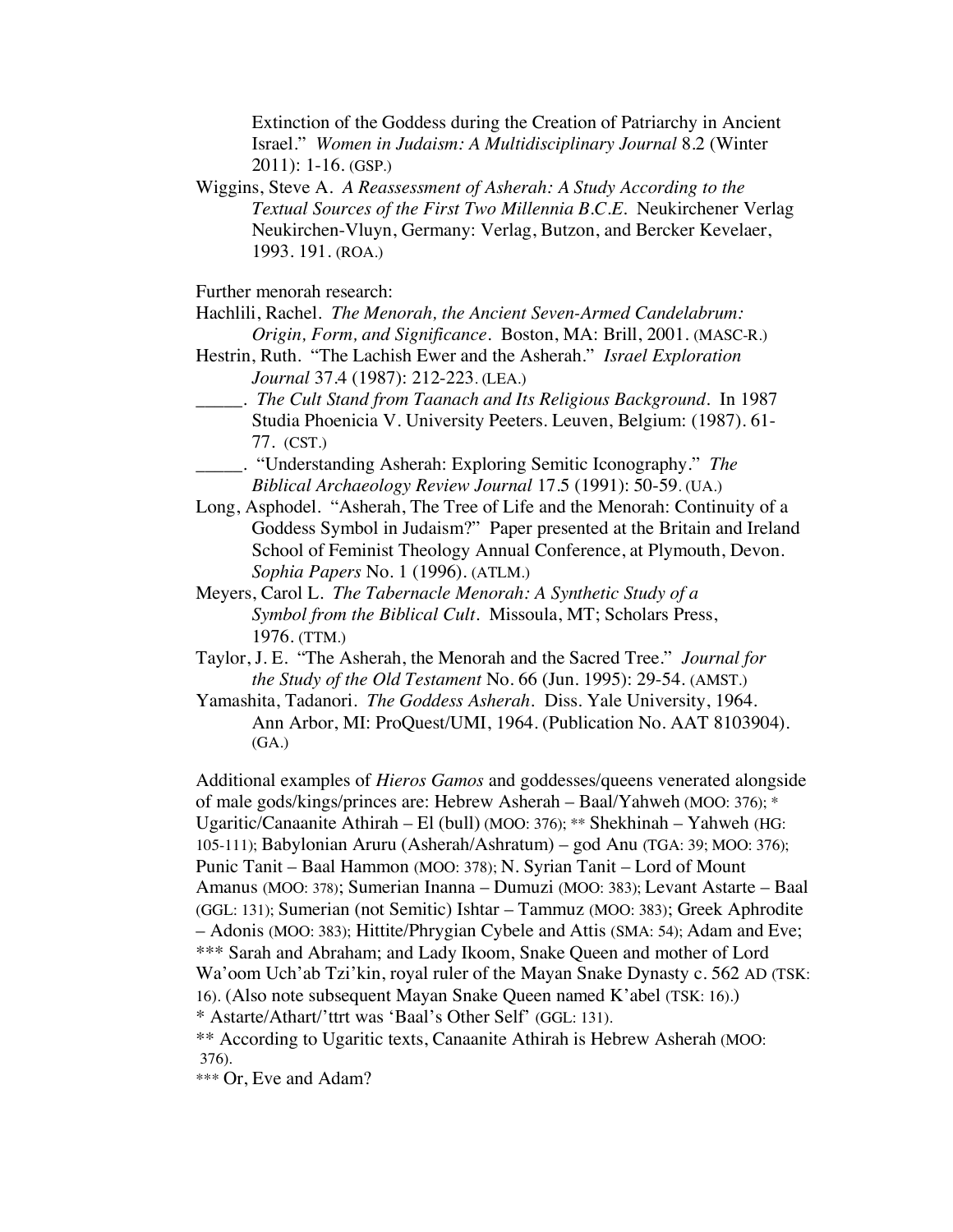Extinction of the Goddess during the Creation of Patriarchy in Ancient Israel." *Women in Judaism: A Multidisciplinary Journal* 8.2 (Winter 2011): 1-16. (GSP.)

Wiggins, Steve A. *A Reassessment of Asherah: A Study According to the Textual Sources of the First Two Millennia B.C.E.* Neukirchener Verlag Neukirchen-Vluyn, Germany: Verlag, Butzon, and Bercker Kevelaer, 1993. 191. (ROA.)

Further menorah research:

Hachlili, Rachel. *The Menorah, the Ancient Seven-Armed Candelabrum: Origin, Form, and Significance*. Boston, MA: Brill, 2001. (MASC-R.)

Hestrin, Ruth. "The Lachish Ewer and the Asherah." *Israel Exploration Journal* 37.4 (1987): 212-223. (LEA.)

_____. *The Cult Stand from Taanach and Its Religious Background*. In 1987 Studia Phoenicia V. University Peeters. Leuven, Belgium: (1987). 61-77. (CST.)

_____. "Understanding Asherah: Exploring Semitic Iconography." *The Biblical Archaeology Review Journal* 17.5 (1991): 50-59. (UA.)

Long, Asphodel. "Asherah, The Tree of Life and the Menorah: Continuity of a Goddess Symbol in Judaism?" Paper presented at the Britain and Ireland School of Feminist Theology Annual Conference, at Plymouth, Devon. *Sophia Papers* No. 1 (1996). (ATLM.)

Meyers, Carol L. *The Tabernacle Menorah: A Synthetic Study of a Symbol from the Biblical Cult*. Missoula, MT; Scholars Press, 1976. (TTM.)

Taylor, J. E. "The Asherah, the Menorah and the Sacred Tree." *Journal for the Study of the Old Testament* No. 66 (Jun. 1995): 29-54. (AMST.)

Yamashita, Tadanori. *The Goddess Asherah*. Diss. Yale University, 1964. Ann Arbor, MI: ProQuest/UMI, 1964. (Publication No. AAT 8103904). (GA.)

Additional examples of *Hieros Gamos* and goddesses/queens venerated alongside of male gods/kings/princes are: Hebrew Asherah – Baal/Yahweh (MOO: 376); * Ugaritic/Canaanite Athirah – El (bull) (MOO: 376); ** Shekhinah – Yahweh (HG: 105-111); Babylonian Aruru (Asherah/Ashratum) – god Anu (TGA: 39; MOO: 376); Punic Tanit – Baal Hammon (MOO: 378); N. Syrian Tanit – Lord of Mount Amanus (MOO: 378); Sumerian Inanna – Dumuzi (MOO: 383); Levant Astarte – Baal (GGL: 131); Sumerian (not Semitic) Ishtar – Tammuz (MOO: 383); Greek Aphrodite – Adonis (MOO: 383); Hittite/Phrygian Cybele and Attis (SMA: 54); Adam and Eve; *** Sarah and Abraham; and Lady Ikoom, Snake Queen and mother of Lord Wa'oom Uch'ab Tzi'kin, royal ruler of the Mayan Snake Dynasty c. 562 AD (TSK: 16). (Also note subsequent Mayan Snake Queen named K'abel (TSK: 16).)

* Astarte/Athart/'ttrt was 'Baal's Other Self' (GGL: 131).

** According to Ugaritic texts, Canaanite Athirah is Hebrew Asherah (MOO: 376).

*** Or, Eve and Adam?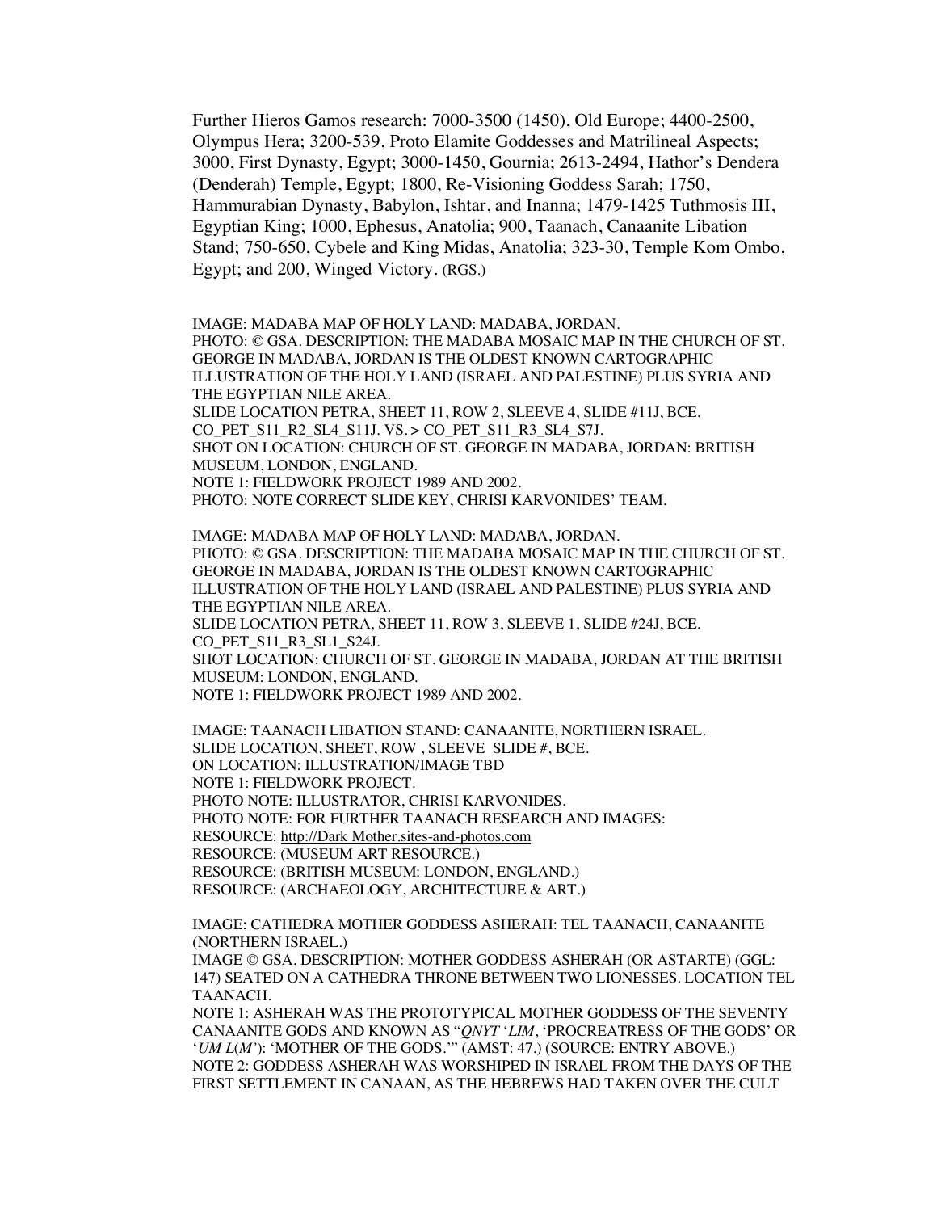Further Hieros Gamos research: 7000-3500 (1450), Old Europe; 4400-2500, Olympus Hera; 3200-539, Proto Elamite Goddesses and Matrilineal Aspects; 3000, First Dynasty, Egypt; 3000-1450, Gournia; 2613-2494, Hathor's Dendera (Denderah) Temple, Egypt; 1800, Re-Visioning Goddess Sarah; 1750, Hammurabian Dynasty, Babylon, Ishtar, and Inanna; 1479-1425 Tuthmosis III, Egyptian King; 1000, Ephesus, Anatolia; 900, Taanach, Canaanite Libation Stand; 750-650, Cybele and King Midas, Anatolia; 323-30, Temple Kom Ombo, Egypt; and 200, Winged Victory. (RGS.)

IMAGE: MADABA MAP OF HOLY LAND: MADABA, JORDAN.
PHOTO: © GSA. DESCRIPTION: THE MADABA MOSAIC MAP IN THE CHURCH OF ST. GEORGE IN MADABA, JORDAN IS THE OLDEST KNOWN CARTOGRAPHIC ILLUSTRATION OF THE HOLY LAND (ISRAEL AND PALESTINE) PLUS SYRIA AND THE EGYPTIAN NILE AREA.
SLIDE LOCATION PETRA, SHEET 11, ROW 2, SLEEVE 4, SLIDE #11J, BCE.
CO_PET_S11_R2_SL4_S11J. VS. > CO_PET_S11_R3_SL4_S7J.
SHOT ON LOCATION: CHURCH OF ST. GEORGE IN MADABA, JORDAN: BRITISH MUSEUM, LONDON, ENGLAND.
NOTE 1: FIELDWORK PROJECT 1989 AND 2002.
PHOTO: NOTE CORRECT SLIDE KEY, CHRISI KARVONIDES' TEAM.

IMAGE: MADABA MAP OF HOLY LAND: MADABA, JORDAN.
PHOTO: © GSA. DESCRIPTION: THE MADABA MOSAIC MAP IN THE CHURCH OF ST. GEORGE IN MADABA, JORDAN IS THE OLDEST KNOWN CARTOGRAPHIC ILLUSTRATION OF THE HOLY LAND (ISRAEL AND PALESTINE) PLUS SYRIA AND THE EGYPTIAN NILE AREA.
SLIDE LOCATION PETRA, SHEET 11, ROW 3, SLEEVE 1, SLIDE #24J, BCE.
CO_PET_S11_R3_SL1_S24J.
SHOT LOCATION: CHURCH OF ST. GEORGE IN MADABA, JORDAN AT THE BRITISH MUSEUM: LONDON, ENGLAND.
NOTE 1: FIELDWORK PROJECT 1989 AND 2002.

IMAGE: TAANACH LIBATION STAND: CANAANITE, NORTHERN ISRAEL.
SLIDE LOCATION, SHEET, ROW , SLEEVE SLIDE #, BCE.
ON LOCATION: ILLUSTRATION/IMAGE TBD
NOTE 1: FIELDWORK PROJECT.
PHOTO NOTE: ILLUSTRATOR, CHRISI KARVONIDES.
PHOTO NOTE: FOR FURTHER TAANACH RESEARCH AND IMAGES:
RESOURCE: http://Dark Mother.sites-and-photos.com
RESOURCE: (MUSEUM ART RESOURCE.)
RESOURCE: (BRITISH MUSEUM: LONDON, ENGLAND.)
RESOURCE: (ARCHAEOLOGY, ARCHITECTURE & ART.)

IMAGE: CATHEDRA MOTHER GODDESS ASHERAH: TEL TAANACH, CANAANITE (NORTHERN ISRAEL.)
IMAGE © GSA. DESCRIPTION: MOTHER GODDESS ASHERAH (OR ASTARTE) (GGL: 147) SEATED ON A CATHEDRA THRONE BETWEEN TWO LIONESSES. LOCATION TEL TAANACH.
NOTE 1: ASHERAH WAS THE PROTOTYPICAL MOTHER GODDESS OF THE SEVENTY CANAANITE GODS AND KNOWN AS "*QNYT* '*LIM*, 'PROCREATRESS OF THE GODS' OR '*UM L*(*M*'): 'MOTHER OF THE GODS.'" (AMST: 47.) (SOURCE: ENTRY ABOVE.)
NOTE 2: GODDESS ASHERAH WAS WORSHIPED IN ISRAEL FROM THE DAYS OF THE FIRST SETTLEMENT IN CANAAN, AS THE HEBREWS HAD TAKEN OVER THE CULT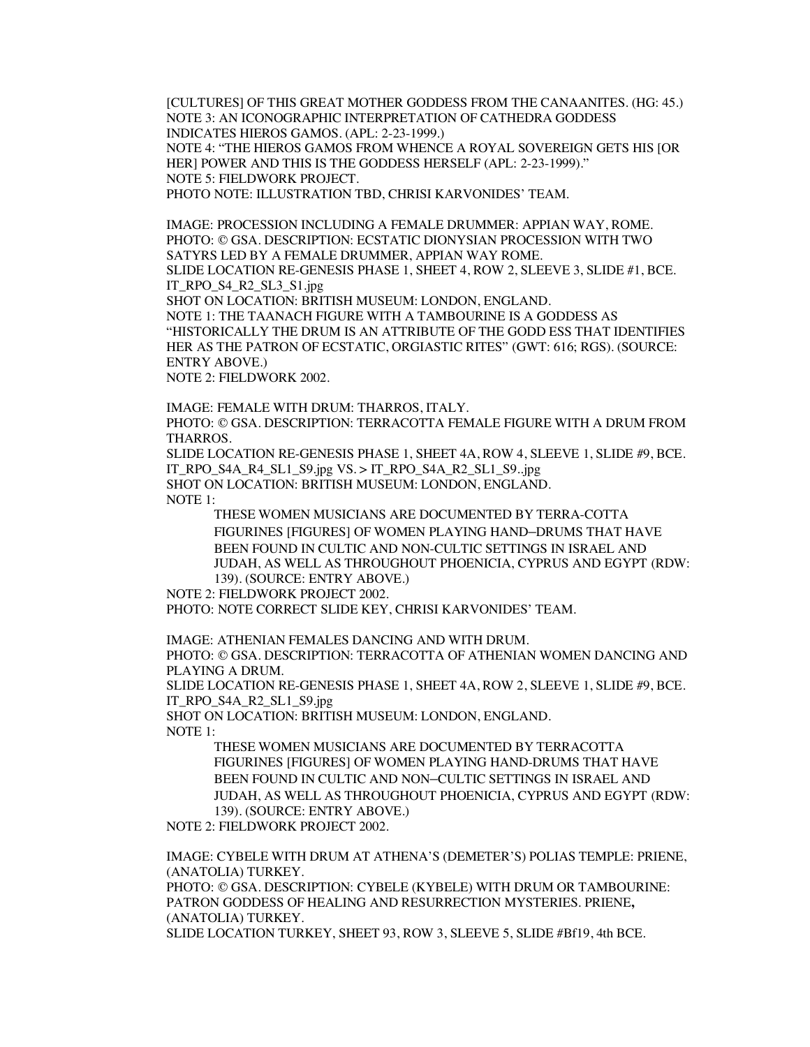[CULTURES] OF THIS GREAT MOTHER GODDESS FROM THE CANAANITES. (HG: 45.)
NOTE 3: AN ICONOGRAPHIC INTERPRETATION OF CATHEDRA GODDESS INDICATES HIEROS GAMOS. (APL: 2-23-1999.)
NOTE 4: "THE HIEROS GAMOS FROM WHENCE A ROYAL SOVEREIGN GETS HIS [OR HER] POWER AND THIS IS THE GODDESS HERSELF (APL: 2-23-1999)."
NOTE 5: FIELDWORK PROJECT.
PHOTO NOTE: ILLUSTRATION TBD, CHRISI KARVONIDES' TEAM.

IMAGE: PROCESSION INCLUDING A FEMALE DRUMMER: APPIAN WAY, ROME.
PHOTO: © GSA. DESCRIPTION: ECSTATIC DIONYSIAN PROCESSION WITH TWO SATYRS LED BY A FEMALE DRUMMER, APPIAN WAY ROME.
SLIDE LOCATION RE-GENESIS PHASE 1, SHEET 4, ROW 2, SLEEVE 3, SLIDE #1, BCE.
IT_RPO_S4_R2_SL3_S1.jpg
SHOT ON LOCATION: BRITISH MUSEUM: LONDON, ENGLAND.
NOTE 1: THE TAANACH FIGURE WITH A TAMBOURINE IS A GODDESS AS "HISTORICALLY THE DRUM IS AN ATTRIBUTE OF THE GODD ESS THAT IDENTIFIES HER AS THE PATRON OF ECSTATIC, ORGIASTIC RITES" (GWT: 616; RGS). (SOURCE: ENTRY ABOVE.)
NOTE 2: FIELDWORK 2002.

IMAGE: FEMALE WITH DRUM: THARROS, ITALY.
PHOTO: © GSA. DESCRIPTION: TERRACOTTA FEMALE FIGURE WITH A DRUM FROM THARROS.
SLIDE LOCATION RE-GENESIS PHASE 1, SHEET 4A, ROW 4, SLEEVE 1, SLIDE #9, BCE.
IT_RPO_S4A_R4_SL1_S9.jpg VS. > IT_RPO_S4A_R2_SL1_S9..jpg
SHOT ON LOCATION: BRITISH MUSEUM: LONDON, ENGLAND.
NOTE 1:

> THESE WOMEN MUSICIANS ARE DOCUMENTED BY TERRA-COTTA FIGURINES [FIGURES] OF WOMEN PLAYING HAND–DRUMS THAT HAVE BEEN FOUND IN CULTIC AND NON-CULTIC SETTINGS IN ISRAEL AND JUDAH, AS WELL AS THROUGHOUT PHOENICIA, CYPRUS AND EGYPT (RDW: 139). (SOURCE: ENTRY ABOVE.)

NOTE 2: FIELDWORK PROJECT 2002.
PHOTO: NOTE CORRECT SLIDE KEY, CHRISI KARVONIDES' TEAM.

IMAGE: ATHENIAN FEMALES DANCING AND WITH DRUM.
PHOTO: © GSA. DESCRIPTION: TERRACOTTA OF ATHENIAN WOMEN DANCING AND PLAYING A DRUM.
SLIDE LOCATION RE-GENESIS PHASE 1, SHEET 4A, ROW 2, SLEEVE 1, SLIDE #9, BCE.
IT_RPO_S4A_R2_SL1_S9.jpg
SHOT ON LOCATION: BRITISH MUSEUM: LONDON, ENGLAND.
NOTE 1:

> THESE WOMEN MUSICIANS ARE DOCUMENTED BY TERRACOTTA FIGURINES [FIGURES] OF WOMEN PLAYING HAND-DRUMS THAT HAVE BEEN FOUND IN CULTIC AND NON–CULTIC SETTINGS IN ISRAEL AND JUDAH, AS WELL AS THROUGHOUT PHOENICIA, CYPRUS AND EGYPT (RDW: 139). (SOURCE: ENTRY ABOVE.)

NOTE 2: FIELDWORK PROJECT 2002.

IMAGE: CYBELE WITH DRUM AT ATHENA'S (DEMETER'S) POLIAS TEMPLE: PRIENE, (ANATOLIA) TURKEY.
PHOTO: © GSA. DESCRIPTION: CYBELE (KYBELE) WITH DRUM OR TAMBOURINE: PATRON GODDESS OF HEALING AND RESURRECTION MYSTERIES. PRIENE**,** (ANATOLIA) TURKEY.
SLIDE LOCATION TURKEY, SHEET 93, ROW 3, SLEEVE 5, SLIDE #Bf19, 4th BCE.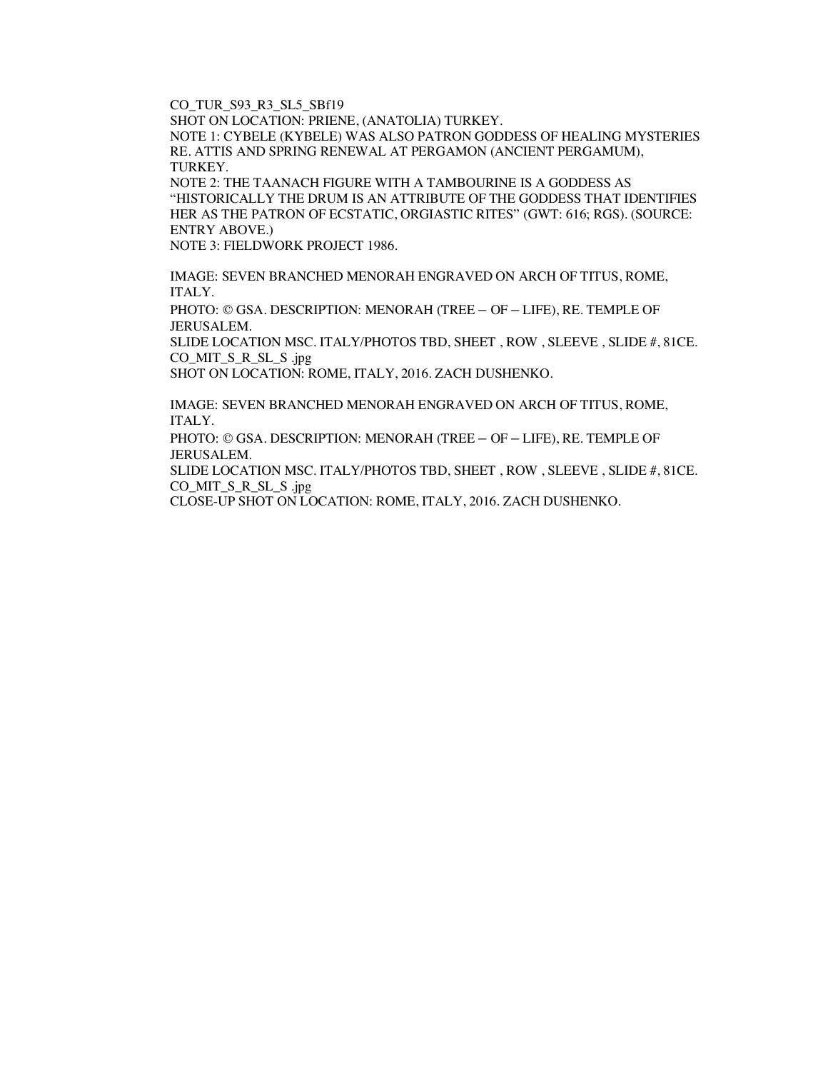CO_TUR_S93_R3_SL5_SBf19
SHOT ON LOCATION: PRIENE, (ANATOLIA) TURKEY.
NOTE 1: CYBELE (KYBELE) WAS ALSO PATRON GODDESS OF HEALING MYSTERIES RE. ATTIS AND SPRING RENEWAL AT PERGAMON (ANCIENT PERGAMUM), TURKEY.
NOTE 2: THE TAANACH FIGURE WITH A TAMBOURINE IS A GODDESS AS "HISTORICALLY THE DRUM IS AN ATTRIBUTE OF THE GODDESS THAT IDENTIFIES HER AS THE PATRON OF ECSTATIC, ORGIASTIC RITES" (GWT: 616; RGS). (SOURCE: ENTRY ABOVE.)
NOTE 3: FIELDWORK PROJECT 1986.

IMAGE: SEVEN BRANCHED MENORAH ENGRAVED ON ARCH OF TITUS, ROME, ITALY.
PHOTO: © GSA. DESCRIPTION: MENORAH (TREE – OF – LIFE), RE. TEMPLE OF JERUSALEM.
SLIDE LOCATION MSC. ITALY/PHOTOS TBD, SHEET , ROW , SLEEVE , SLIDE #, 81CE.
CO_MIT_S_R_SL_S .jpg
SHOT ON LOCATION: ROME, ITALY, 2016. ZACH DUSHENKO.

IMAGE: SEVEN BRANCHED MENORAH ENGRAVED ON ARCH OF TITUS, ROME, ITALY.
PHOTO: © GSA. DESCRIPTION: MENORAH (TREE – OF – LIFE), RE. TEMPLE OF JERUSALEM.
SLIDE LOCATION MSC. ITALY/PHOTOS TBD, SHEET , ROW , SLEEVE , SLIDE #, 81CE.
CO_MIT_S_R_SL_S .jpg
CLOSE-UP SHOT ON LOCATION: ROME, ITALY, 2016. ZACH DUSHENKO.